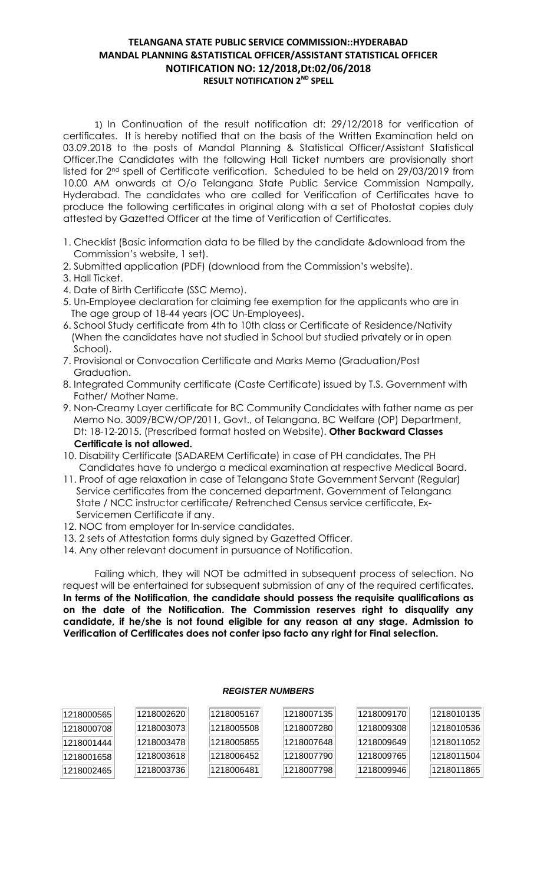**TELANGANA STATE PUBLIC SERVICE COMMISSION::HYDERABAD**
**MANDAL PLANNING &STATISTICAL OFFICER/ASSISTANT STATISTICAL OFFICER**
**NOTIFICATION NO: 12/2018,Dt:02/06/2018**
**RESULT NOTIFICATION 2[ND] SPELL**

1) In Continuation of the result notification dt: 29/12/2018 for verification of certificates. It is hereby notified that on the basis of the Written Examination held on 03.09.2018 to the posts of Mandal Planning & Statistical Officer/Assistant Statistical Officer.The Candidates with the following Hall Ticket numbers are provisionally short listed for 2[nd] spell of Certificate verification. Scheduled to be held on 29/03/2019 from 10.00 AM onwards at O/o Telangana State Public Service Commission Nampally, Hyderabad. The candidates who are called for Verification of Certificates have to produce the following certificates in original along with a set of Photostat copies duly attested by Gazetted Officer at the time of Verification of Certificates.

1. Checklist (Basic information data to be filled by the candidate &download from the Commission's website, 1 set).
2. Submitted application (PDF) (download from the Commission's website).
3. Hall Ticket.
4. Date of Birth Certificate (SSC Memo).
5. Un-Employee declaration for claiming fee exemption for the applicants who are in The age group of 18-44 years (OC Un-Employees).
6. School Study certificate from 4th to 10th class or Certificate of Residence/Nativity (When the candidates have not studied in School but studied privately or in open School).
7. Provisional or Convocation Certificate and Marks Memo (Graduation/Post Graduation.
8. Integrated Community certificate (Caste Certificate) issued by T.S. Government with Father/ Mother Name.
9. Non-Creamy Layer certificate for BC Community Candidates with father name as per Memo No. 3009/BCW/OP/2011, Govt., of Telangana, BC Welfare (OP) Department, Dt: 18-12-2015. (Prescribed format hosted on Website). **Other Backward Classes Certificate is not allowed.**
10. Disability Certificate (SADAREM Certificate) in case of PH candidates. The PH Candidates have to undergo a medical examination at respective Medical Board.
11. Proof of age relaxation in case of Telangana State Government Servant (Regular) Service certificates from the concerned department, Government of Telangana State / NCC instructor certificate/ Retrenched Census service certificate, Ex-Servicemen Certificate if any.
12. NOC from employer for In-service candidates.
13. 2 sets of Attestation forms duly signed by Gazetted Officer.
14. Any other relevant document in pursuance of Notification.

Failing which, they will NOT be admitted in subsequent process of selection. No request will be entertained for subsequent submission of any of the required certificates. **In terms of the Notification, the candidate should possess the requisite qualifications as on the date of the Notification. The Commission reserves right to disqualify any candidate, if he/she is not found eligible for any reason at any stage. Admission to Verification of Certificates does not confer ipso facto any right for Final selection.**

***REGISTER NUMBERS***

| | | | | | |
|---|---|---|---|---|---|
| 1218000565 | 1218002620 | 1218005167 | 1218007135 | 1218009170 | 1218010135 |
| 1218000708 | 1218003073 | 1218005508 | 1218007280 | 1218009308 | 1218010536 |
| 1218001444 | 1218003478 | 1218005855 | 1218007648 | 1218009649 | 1218011052 |
| 1218001658 | 1218003618 | 1218006452 | 1218007790 | 1218009765 | 1218011504 |
| 1218002465 | 1218003736 | 1218006481 | 1218007798 | 1218009946 | 1218011865 |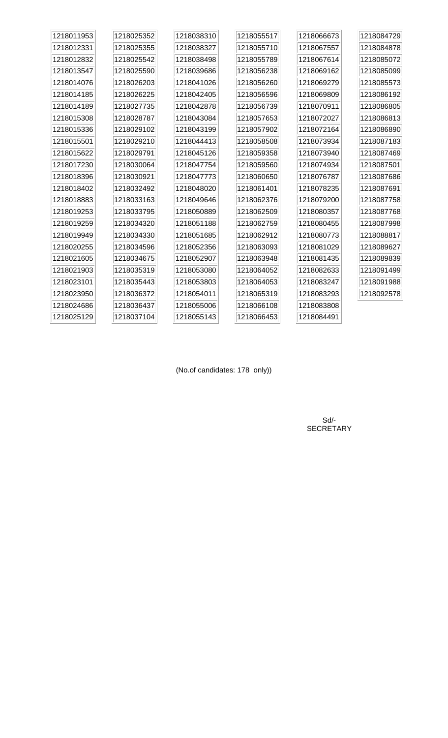| | | | | | |
|---|---|---|---|---|---|
| 1218011953 | 1218025352 | 1218038310 | 1218055517 | 1218066673 | 1218084729 |
| 1218012331 | 1218025355 | 1218038327 | 1218055710 | 1218067557 | 1218084878 |
| 1218012832 | 1218025542 | 1218038498 | 1218055789 | 1218067614 | 1218085072 |
| 1218013547 | 1218025590 | 1218039686 | 1218056238 | 1218069162 | 1218085099 |
| 1218014076 | 1218026203 | 1218041026 | 1218056260 | 1218069279 | 1218085573 |
| 1218014185 | 1218026225 | 1218042405 | 1218056596 | 1218069809 | 1218086192 |
| 1218014189 | 1218027735 | 1218042878 | 1218056739 | 1218070911 | 1218086805 |
| 1218015308 | 1218028787 | 1218043084 | 1218057653 | 1218072027 | 1218086813 |
| 1218015336 | 1218029102 | 1218043199 | 1218057902 | 1218072164 | 1218086890 |
| 1218015501 | 1218029210 | 1218044413 | 1218058508 | 1218073934 | 1218087183 |
| 1218015622 | 1218029791 | 1218045126 | 1218059358 | 1218073940 | 1218087469 |
| 1218017230 | 1218030064 | 1218047754 | 1218059560 | 1218074934 | 1218087501 |
| 1218018396 | 1218030921 | 1218047773 | 1218060650 | 1218076787 | 1218087686 |
| 1218018402 | 1218032492 | 1218048020 | 1218061401 | 1218078235 | 1218087691 |
| 1218018883 | 1218033163 | 1218049646 | 1218062376 | 1218079200 | 1218087758 |
| 1218019253 | 1218033795 | 1218050889 | 1218062509 | 1218080357 | 1218087768 |
| 1218019259 | 1218034320 | 1218051188 | 1218062759 | 1218080455 | 1218087998 |
| 1218019949 | 1218034330 | 1218051685 | 1218062912 | 1218080773 | 1218088817 |
| 1218020255 | 1218034596 | 1218052356 | 1218063093 | 1218081029 | 1218089627 |
| 1218021605 | 1218034675 | 1218052907 | 1218063948 | 1218081435 | 1218089839 |
| 1218021903 | 1218035319 | 1218053080 | 1218064052 | 1218082633 | 1218091499 |
| 1218023101 | 1218035443 | 1218053803 | 1218064053 | 1218083247 | 1218091988 |
| 1218023950 | 1218036372 | 1218054011 | 1218065319 | 1218083293 | 1218092578 |
| 1218024686 | 1218036437 | 1218055006 | 1218066108 | 1218083808 | |
| 1218025129 | 1218037104 | 1218055143 | 1218066453 | 1218084491 | |

(No.of candidates: 178 only))

Sd/-
SECRETARY